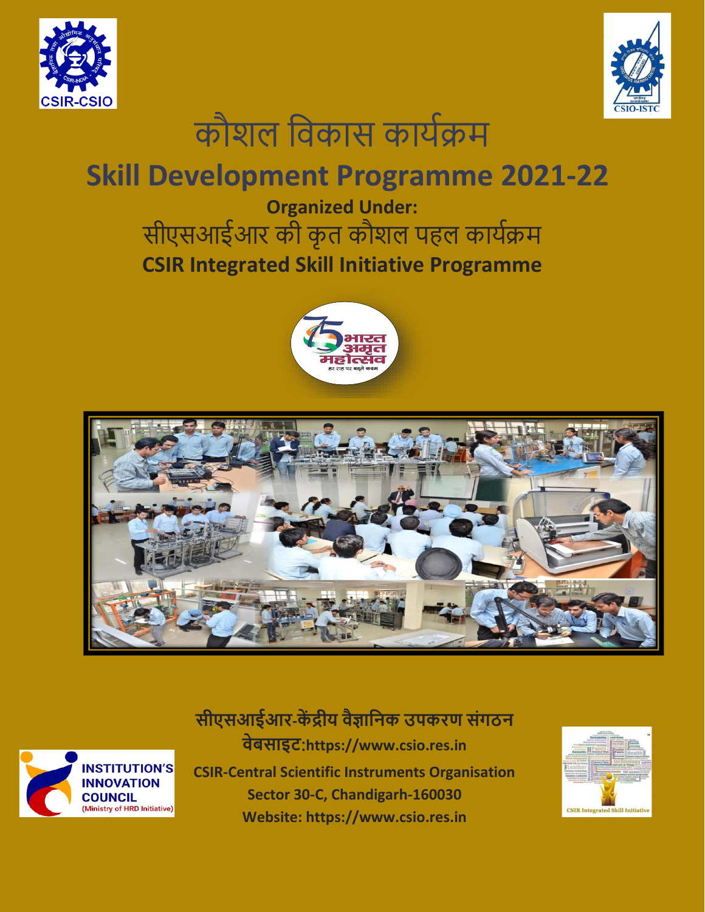# कौशल विकास कार्यक्रम

# Skill Development Programme 2021-22

**Organized Under:**

## सीएसआईआर की कृत कौशल पहल कार्यक्रम

## CSIR Integrated Skill Initiative Programme

**सीएसआईआर-केंद्रीय वैज्ञानिक उपकरण संगठन**

**वेबसाइट:https://www.csio.res.in**

**CSIR-Central Scientific Instruments Organisation**

**Sector 30-C, Chandigarh-160030**

**Website: https://www.csio.res.in**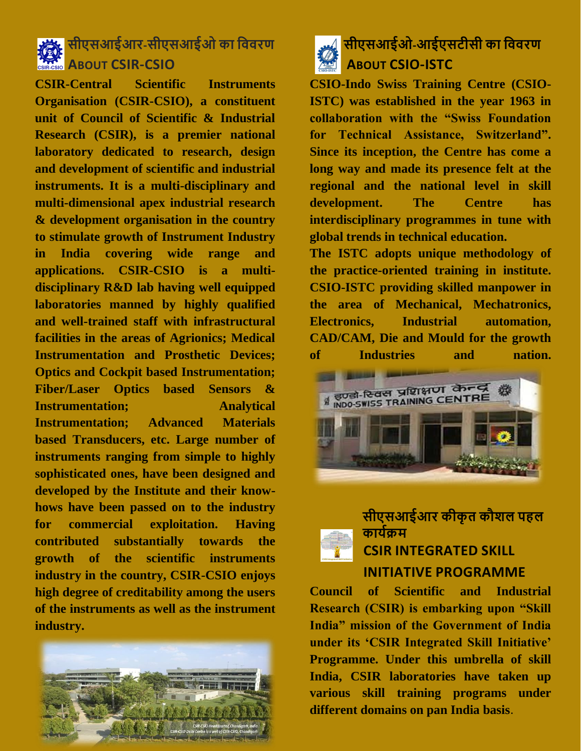## सीएसआईआर-सीएसआईओ का विवरण
## ABOUT CSIR-CSIO

**CSIR-Central Scientific Instruments Organisation (CSIR-CSIO), a constituent unit of Council of Scientific & Industrial Research (CSIR), is a premier national laboratory dedicated to research, design and development of scientific and industrial instruments. It is a multi-disciplinary and multi-dimensional apex industrial research & development organisation in the country to stimulate growth of Instrument Industry in India covering wide range and applications. CSIR-CSIO is a multi-disciplinary R&D lab having well equipped laboratories manned by highly qualified and well-trained staff with infrastructural facilities in the areas of Agrionics; Medical Instrumentation and Prosthetic Devices; Optics and Cockpit based Instrumentation; Fiber/Laser Optics based Sensors & Instrumentation; Analytical Instrumentation; Advanced Materials based Transducers, etc. Large number of instruments ranging from simple to highly sophisticated ones, have been designed and developed by the Institute and their know-hows have been passed on to the industry for commercial exploitation. Having contributed substantially towards the growth of the scientific instruments industry in the country, CSIR-CSIO enjoys high degree of creditability among the users of the instruments as well as the instrument industry.**

CSIR-CSIO Headquarter, Chandigarh, India
CSIR-CSIO Delhi Centre is a unit of CSIR-CSIO, Chandigarh

## सीएसआईओ-आईएसटीसी का विवरण
## ABOUT CSIO-ISTC

**CSIO-Indo Swiss Training Centre (CSIO-ISTC) was established in the year 1963 in collaboration with the "Swiss Foundation for Technical Assistance, Switzerland". Since its inception, the Centre has come a long way and made its presence felt at the regional and the national level in skill development. The Centre has interdisciplinary programmes in tune with global trends in technical education.**

**The ISTC adopts unique methodology of the practice-oriented training in institute. CSIO-ISTC providing skilled manpower in the area of Mechanical, Mechatronics, Electronics, Industrial automation, CAD/CAM, Die and Mould for the growth of Industries and nation.**

## सीएसआईआर कीकृत कौशल पहल कार्यक्रम
## CSIR INTEGRATED SKILL INITIATIVE PROGRAMME

**Council of Scientific and Industrial Research (CSIR) is embarking upon "Skill India" mission of the Government of India under its 'CSIR Integrated Skill Initiative' Programme. Under this umbrella of skill India, CSIR laboratories have taken up various skill training programs under different domains on pan India basis.**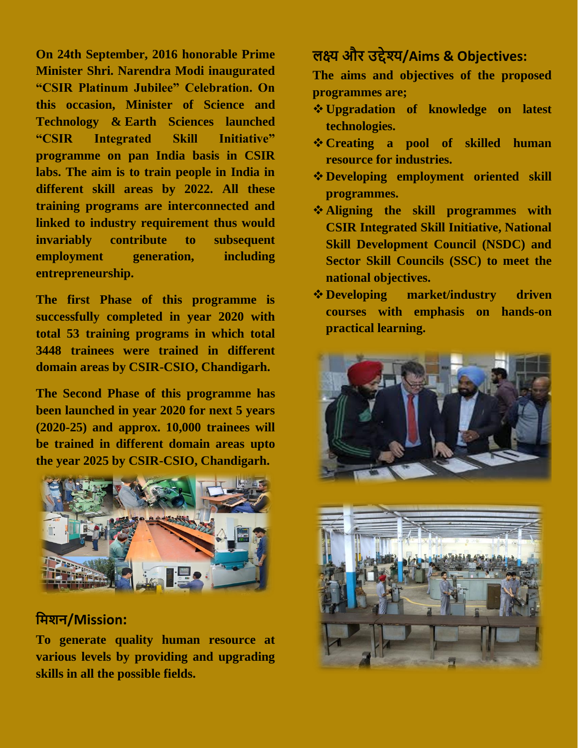On 24th September, 2016 honorable Prime Minister Shri. Narendra Modi inaugurated "CSIR Platinum Jubilee" Celebration. On this occasion, Minister of Science and Technology & Earth Sciences launched "CSIR Integrated Skill Initiative" programme on pan India basis in CSIR labs. The aim is to train people in India in different skill areas by 2022. All these training programs are interconnected and linked to industry requirement thus would invariably contribute to subsequent employment generation, including entrepreneurship.

The first Phase of this programme is successfully completed in year 2020 with total 53 training programs in which total 3448 trainees were trained in different domain areas by CSIR-CSIO, Chandigarh.

The Second Phase of this programme has been launched in year 2020 for next 5 years (2020-25) and approx. 10,000 trainees will be trained in different domain areas upto the year 2025 by CSIR-CSIO, Chandigarh.

## मिशन/Mission:

To generate quality human resource at various levels by providing and upgrading skills in all the possible fields.

## लक्ष्य और उद्देश्य/Aims & Objectives:

The aims and objectives of the proposed programmes are;

- ❖ Upgradation of knowledge on latest technologies.
- ❖ Creating a pool of skilled human resource for industries.
- ❖ Developing employment oriented skill programmes.
- ❖ Aligning the skill programmes with CSIR Integrated Skill Initiative, National Skill Development Council (NSDC) and Sector Skill Councils (SSC) to meet the national objectives.
- ❖ Developing market/industry driven courses with emphasis on hands-on practical learning.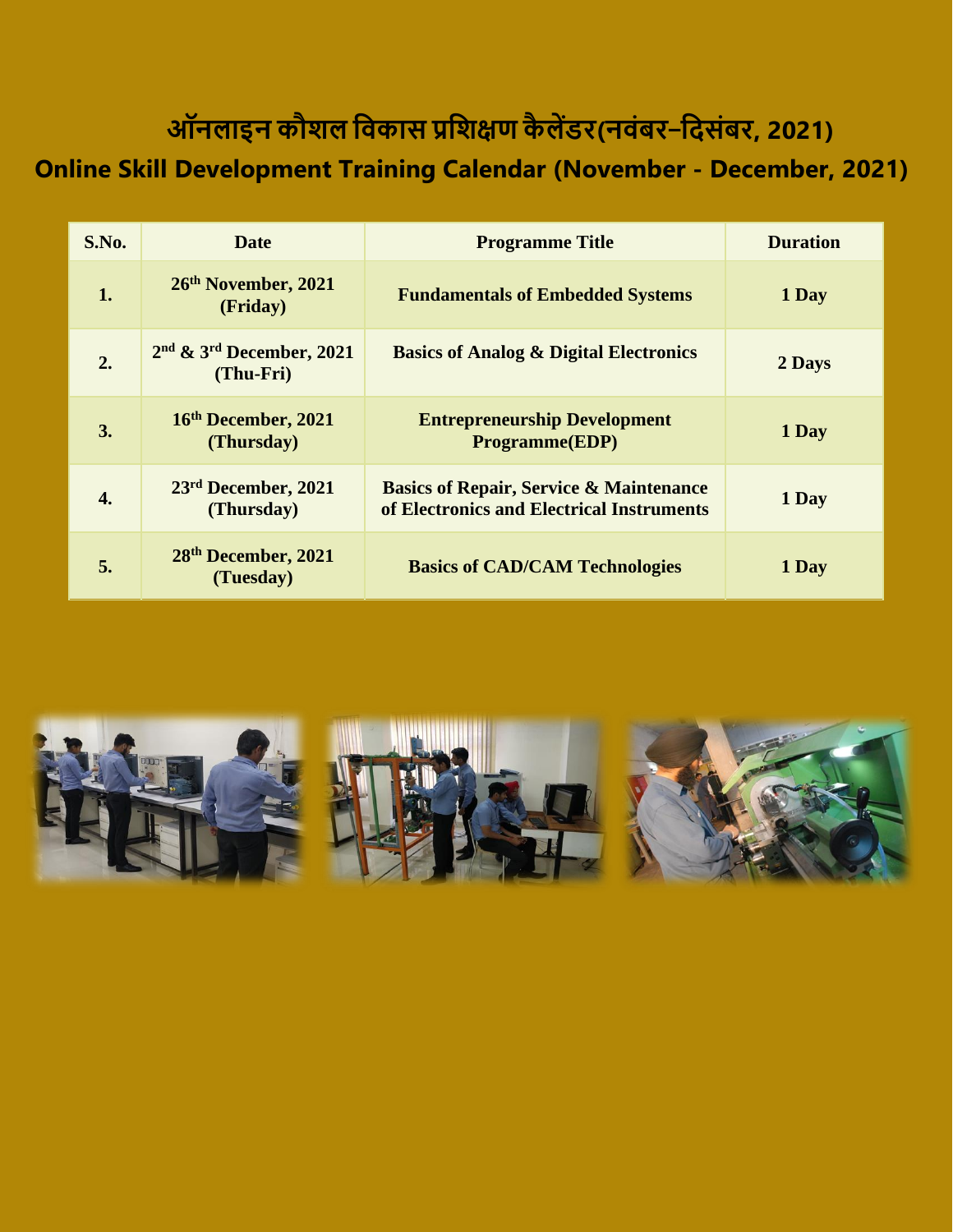# ऑनलाइन कौशल विकास प्रशिक्षण कैलेंडर(नवंबर–दिसंबर, 2021)

# Online Skill Development Training Calendar (November - December, 2021)

| S.No. | Date | Programme Title | Duration |
|---|---|---|---|
| 1. | 26th November, 2021 (Friday) | Fundamentals of Embedded Systems | 1 Day |
| 2. | 2nd & 3rd December, 2021 (Thu-Fri) | Basics of Analog & Digital Electronics | 2 Days |
| 3. | 16th December, 2021 (Thursday) | Entrepreneurship Development Programme(EDP) | 1 Day |
| 4. | 23rd December, 2021 (Thursday) | Basics of Repair, Service & Maintenance of Electronics and Electrical Instruments | 1 Day |
| 5. | 28th December, 2021 (Tuesday) | Basics of CAD/CAM Technologies | 1 Day |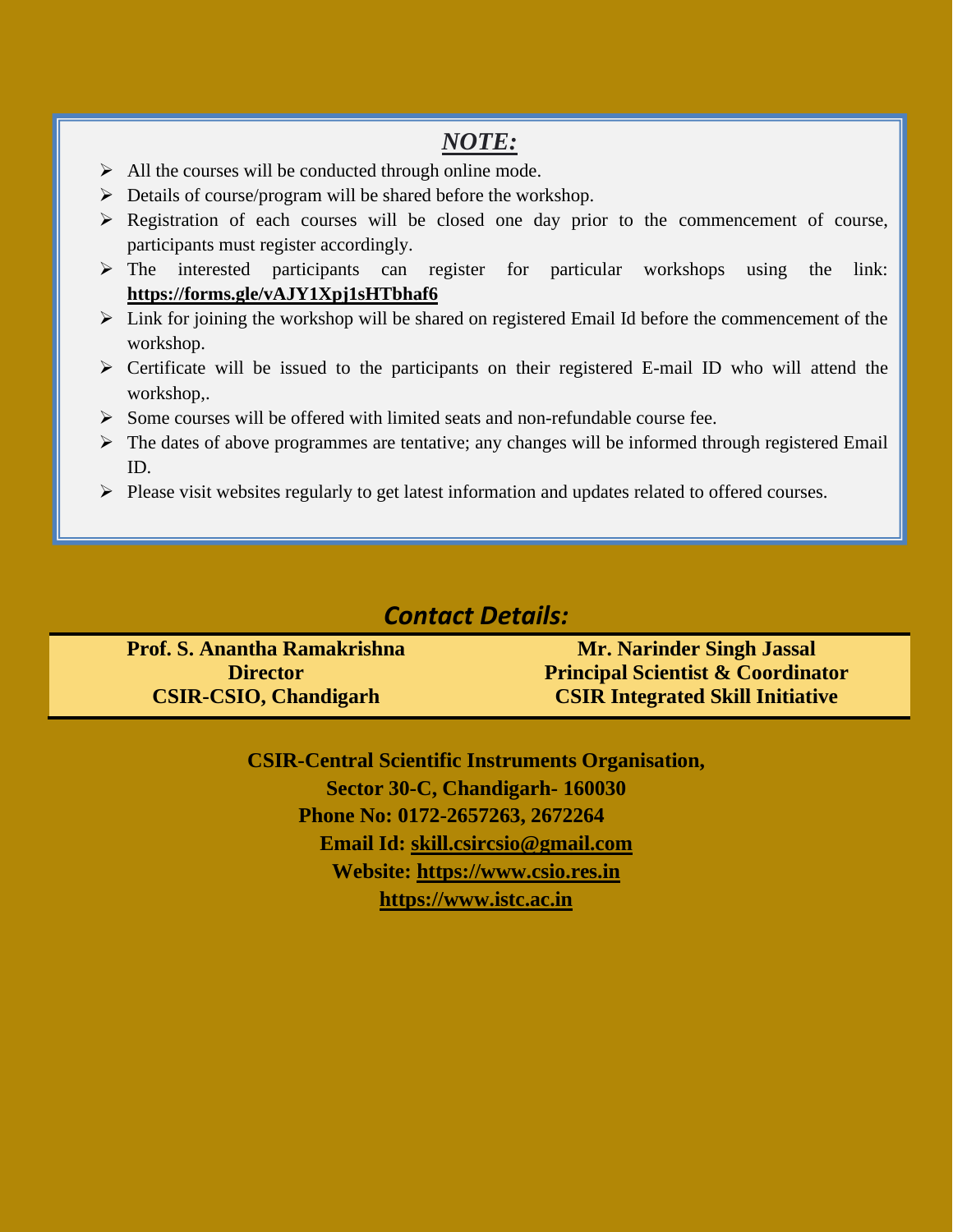## *NOTE:*

- All the courses will be conducted through online mode.
- Details of course/program will be shared before the workshop.
- Registration of each courses will be closed one day prior to the commencement of course, participants must register accordingly.
- The interested participants can register for particular workshops using the link: **https://forms.gle/vAJY1Xpj1sHTbhaf6**
- Link for joining the workshop will be shared on registered Email Id before the commencement of the workshop.
- Certificate will be issued to the participants on their registered E-mail ID who will attend the workshop,.
- Some courses will be offered with limited seats and non-refundable course fee.
- The dates of above programmes are tentative; any changes will be informed through registered Email ID.
- Please visit websites regularly to get latest information and updates related to offered courses.

## *Contact Details:*

| | |
|---|---|
| **Prof. S. Anantha Ramakrishna** | **Mr. Narinder Singh Jassal** |
| **Director** | **Principal Scientist & Coordinator** |
| **CSIR-CSIO, Chandigarh** | **CSIR Integrated Skill Initiative** |

**CSIR-Central Scientific Instruments Organisation,**
**Sector 30-C, Chandigarh- 160030**
**Phone No: 0172-2657263, 2672264**
**Email Id: skill.csircsio@gmail.com**
**Website: https://www.csio.res.in**
**https://www.istc.ac.in**